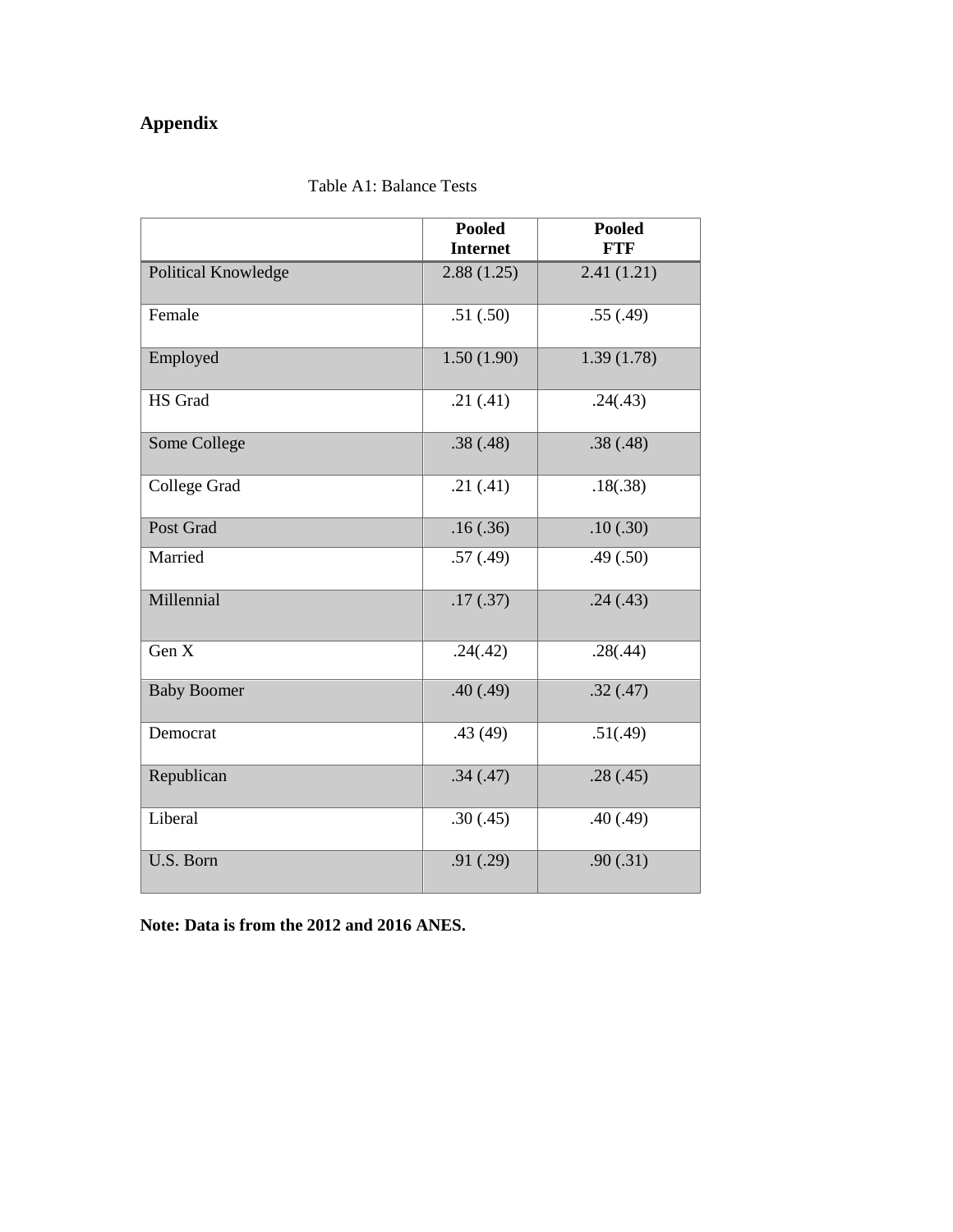# Appendix

Table A1: Balance Tests

| | **Pooled Internet** | **Pooled FTF** |
|---|---|---|
| Political Knowledge | 2.88 (1.25) | 2.41 (1.21) |
| Female | .51 (.50) | .55 (.49) |
| Employed | 1.50 (1.90) | 1.39 (1.78) |
| HS Grad | .21 (.41) | .24(.43) |
| Some College | .38 (.48) | .38 (.48) |
| College Grad | .21 (.41) | .18(.38) |
| Post Grad | .16 (.36) | .10 (.30) |
| Married | .57 (.49) | .49 (.50) |
| Millennial | .17 (.37) | .24 (.43) |
| Gen X | .24(.42) | .28(.44) |
| Baby Boomer | .40 (.49) | .32 (.47) |
| Democrat | .43 (49) | .51(.49) |
| Republican | .34 (.47) | .28 (.45) |
| Liberal | .30 (.45) | .40 (.49) |
| U.S. Born | .91 (.29) | .90 (.31) |

**Note: Data is from the 2012 and 2016 ANES.**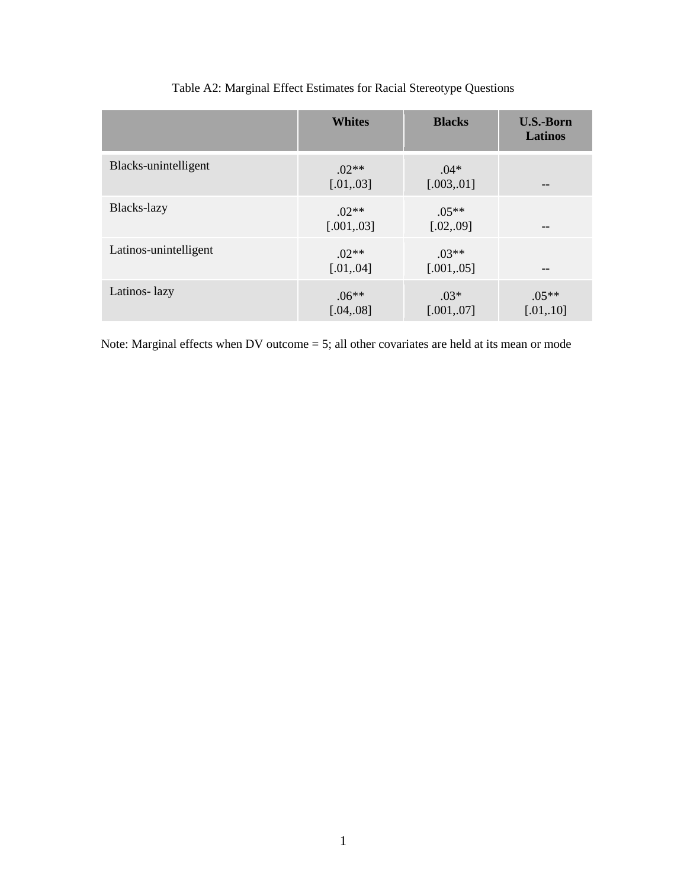Table A2: Marginal Effect Estimates for Racial Stereotype Questions

| | **Whites** | **Blacks** | **U.S.-Born Latinos** |
|---|---|---|---|
| Blacks-unintelligent | .02** [.01,.03] | .04* [.003,.01] | -- |
| Blacks-lazy | .02** [.001,.03] | .05** [.02,.09] | -- |
| Latinos-unintelligent | .02** [.01,.04] | .03** [.001,.05] | -- |
| Latinos- lazy | .06** [.04,.08] | .03* [.001,.07] | .05** [.01,.10] |

Note: Marginal effects when DV outcome = 5; all other covariates are held at its mean or mode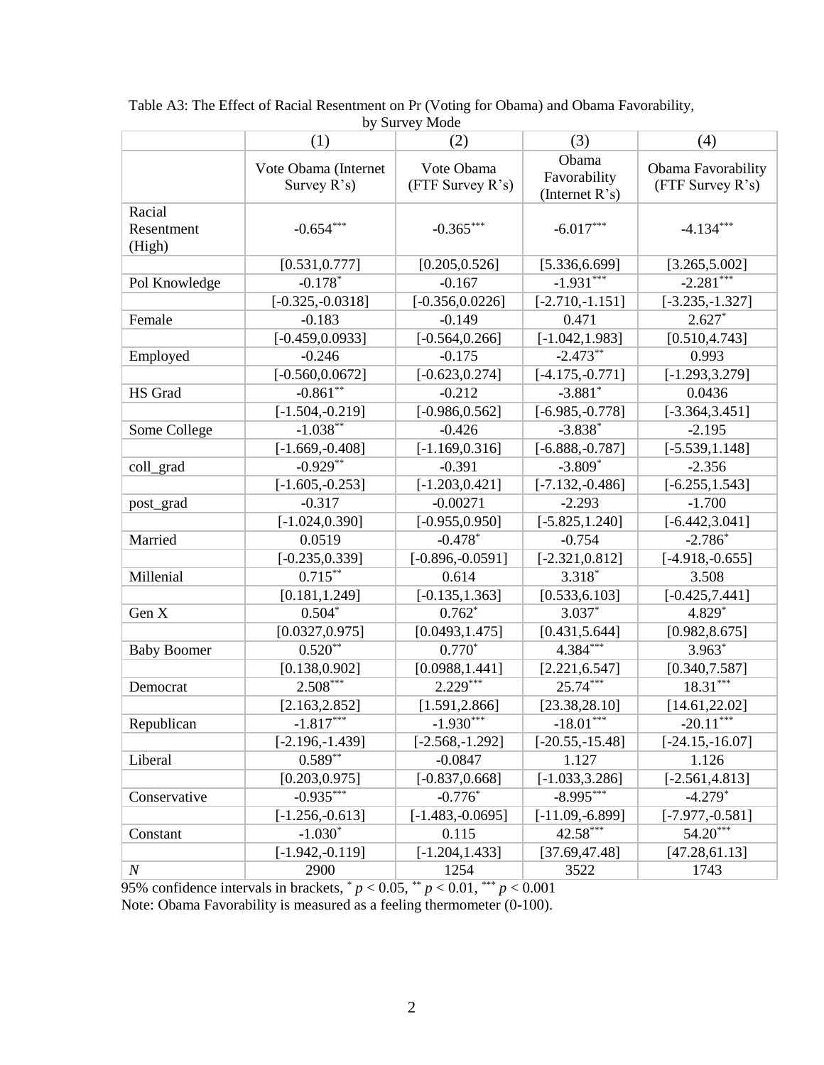Table A3: The Effect of Racial Resentment on Pr (Voting for Obama) and Obama Favorability, by Survey Mode

| | (1) | (2) | (3) | (4) |
|---|---|---|---|---|
| | Vote Obama (Internet Survey R's) | Vote Obama (FTF Survey R's) | Obama Favorability (Internet R's) | Obama Favorability (FTF Survey R's) |
| Racial Resentment (High) | $-0.654^{***}$ | $-0.365^{***}$ | $-6.017^{***}$ | $-4.134^{***}$ |
| | [0.531,0.777] | [0.205,0.526] | [5.336,6.699] | [3.265,5.002] |
| Pol Knowledge | $-0.178^{*}$ | -0.167 | $-1.931^{***}$ | $-2.281^{***}$ |
| | [-0.325,-0.0318] | [-0.356,0.0226] | [-2.710,-1.151] | [-3.235,-1.327] |
| Female | -0.183 | -0.149 | 0.471 | $2.627^{*}$ |
| | [-0.459,0.0933] | [-0.564,0.266] | [-1.042,1.983] | [0.510,4.743] |
| Employed | -0.246 | -0.175 | $-2.473^{**}$ | 0.993 |
| | [-0.560,0.0672] | [-0.623,0.274] | [-4.175,-0.771] | [-1.293,3.279] |
| HS Grad | $-0.861^{**}$ | -0.212 | $-3.881^{*}$ | 0.0436 |
| | [-1.504,-0.219] | [-0.986,0.562] | [-6.985,-0.778] | [-3.364,3.451] |
| Some College | $-1.038^{**}$ | -0.426 | $-3.838^{*}$ | -2.195 |
| | [-1.669,-0.408] | [-1.169,0.316] | [-6.888,-0.787] | [-5.539,1.148] |
| coll_grad | $-0.929^{**}$ | -0.391 | $-3.809^{*}$ | -2.356 |
| | [-1.605,-0.253] | [-1.203,0.421] | [-7.132,-0.486] | [-6.255,1.543] |
| post_grad | -0.317 | -0.00271 | -2.293 | -1.700 |
| | [-1.024,0.390] | [-0.955,0.950] | [-5.825,1.240] | [-6.442,3.041] |
| Married | 0.0519 | $-0.478^{*}$ | -0.754 | $-2.786^{*}$ |
| | [-0.235,0.339] | [-0.896,-0.0591] | [-2.321,0.812] | [-4.918,-0.655] |
| Millenial | $0.715^{**}$ | 0.614 | $3.318^{*}$ | 3.508 |
| | [0.181,1.249] | [-0.135,1.363] | [0.533,6.103] | [-0.425,7.441] |
| Gen X | $0.504^{*}$ | $0.762^{*}$ | $3.037^{*}$ | $4.829^{*}$ |
| | [0.0327,0.975] | [0.0493,1.475] | [0.431,5.644] | [0.982,8.675] |
| Baby Boomer | $0.520^{**}$ | $0.770^{*}$ | $4.384^{***}$ | $3.963^{*}$ |
| | [0.138,0.902] | [0.0988,1.441] | [2.221,6.547] | [0.340,7.587] |
| Democrat | $2.508^{***}$ | $2.229^{***}$ | $25.74^{***}$ | $18.31^{***}$ |
| | [2.163,2.852] | [1.591,2.866] | [23.38,28.10] | [14.61,22.02] |
| Republican | $-1.817^{***}$ | $-1.930^{***}$ | $-18.01^{***}$ | $-20.11^{***}$ |
| | [-2.196,-1.439] | [-2.568,-1.292] | [-20.55,-15.48] | [-24.15,-16.07] |
| Liberal | $0.589^{**}$ | -0.0847 | 1.127 | 1.126 |
| | [0.203,0.975] | [-0.837,0.668] | [-1.033,3.286] | [-2.561,4.813] |
| Conservative | $-0.935^{***}$ | $-0.776^{*}$ | $-8.995^{***}$ | $-4.279^{*}$ |
| | [-1.256,-0.613] | [-1.483,-0.0695] | [-11.09,-6.899] | [-7.977,-0.581] |
| Constant | $-1.030^{*}$ | 0.115 | $42.58^{***}$ | $54.20^{***}$ |
| | [-1.942,-0.119] | [-1.204,1.433] | [37.69,47.48] | [47.28,61.13] |
| *N* | 2900 | 1254 | 3522 | 1743 |

95% confidence intervals in brackets, $^{*}$ $p < 0.05$, $^{**}$ $p < 0.01$, $^{***}$ $p < 0.001$

Note: Obama Favorability is measured as a feeling thermometer (0-100).